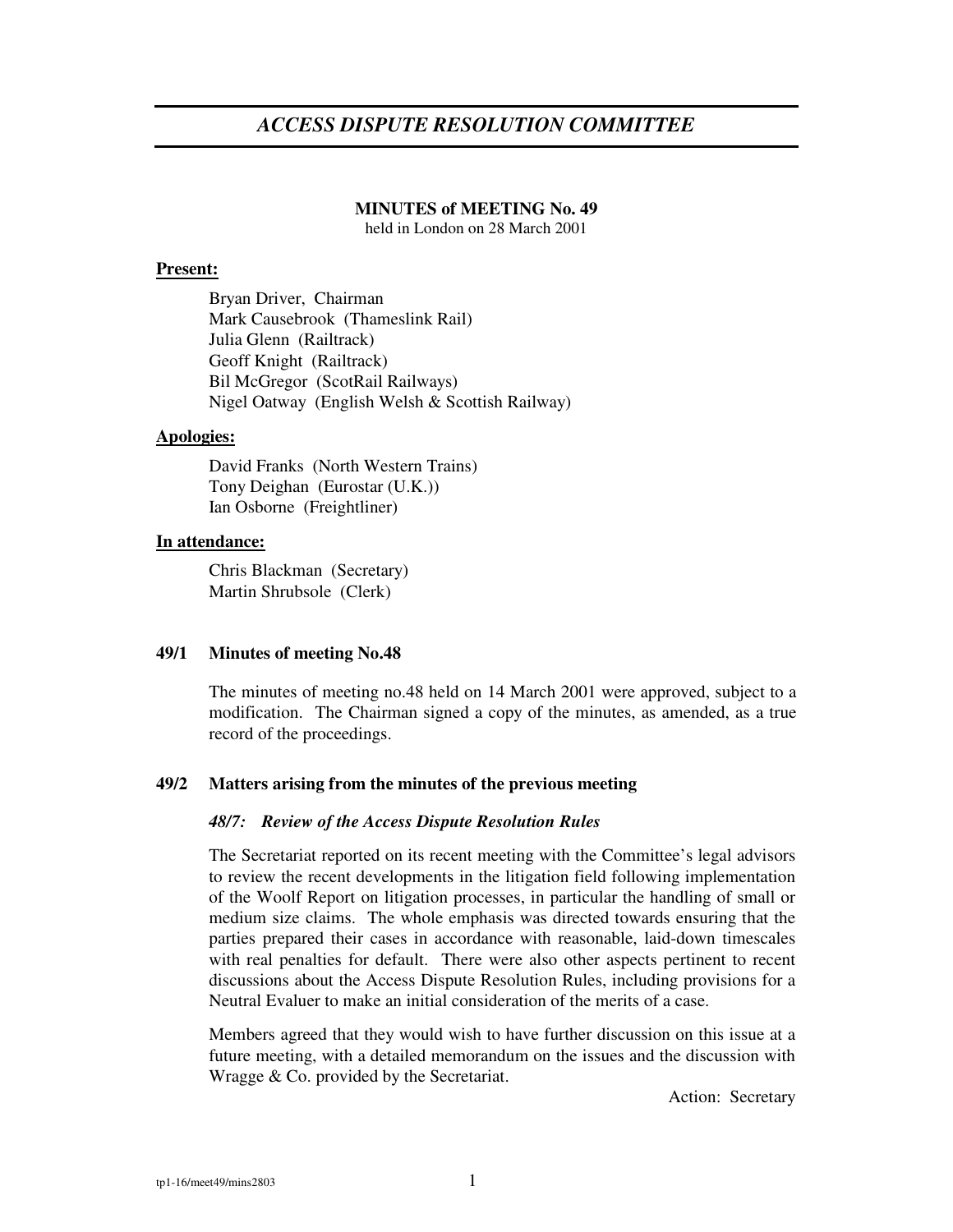# *ACCESS DISPUTE RESOLUTION COMMITTEE*

**MINUTES of MEETING No. 49**
held in London on 28 March 2001

**Present:**

Bryan Driver, Chairman
Mark Causebrook (Thameslink Rail)
Julia Glenn (Railtrack)
Geoff Knight (Railtrack)
Bil McGregor (ScotRail Railways)
Nigel Oatway (English Welsh & Scottish Railway)

**Apologies:**

David Franks (North Western Trains)
Tony Deighan (Eurostar (U.K.))
Ian Osborne (Freightliner)

**In attendance:**

Chris Blackman (Secretary)
Martin Shrubsole (Clerk)

## 49/1 Minutes of meeting No.48

The minutes of meeting no.48 held on 14 March 2001 were approved, subject to a modification. The Chairman signed a copy of the minutes, as amended, as a true record of the proceedings.

## 49/2 Matters arising from the minutes of the previous meeting

### *48/7: Review of the Access Dispute Resolution Rules*

The Secretariat reported on its recent meeting with the Committee's legal advisors to review the recent developments in the litigation field following implementation of the Woolf Report on litigation processes, in particular the handling of small or medium size claims. The whole emphasis was directed towards ensuring that the parties prepared their cases in accordance with reasonable, laid-down timescales with real penalties for default. There were also other aspects pertinent to recent discussions about the Access Dispute Resolution Rules, including provisions for a Neutral Evaluer to make an initial consideration of the merits of a case.

Members agreed that they would wish to have further discussion on this issue at a future meeting, with a detailed memorandum on the issues and the discussion with Wragge & Co. provided by the Secretariat.

Action: Secretary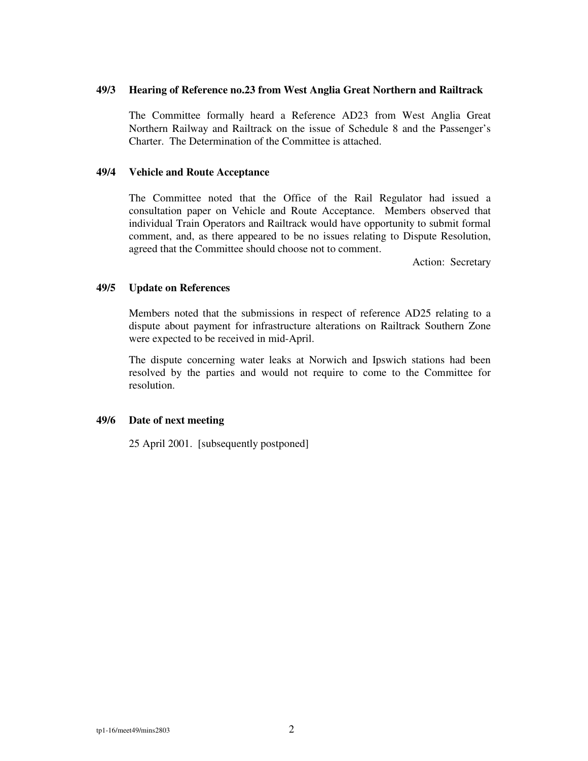**49/3 Hearing of Reference no.23 from West Anglia Great Northern and Railtrack**

The Committee formally heard a Reference AD23 from West Anglia Great Northern Railway and Railtrack on the issue of Schedule 8 and the Passenger's Charter. The Determination of the Committee is attached.

**49/4 Vehicle and Route Acceptance**

The Committee noted that the Office of the Rail Regulator had issued a consultation paper on Vehicle and Route Acceptance. Members observed that individual Train Operators and Railtrack would have opportunity to submit formal comment, and, as there appeared to be no issues relating to Dispute Resolution, agreed that the Committee should choose not to comment.

Action: Secretary

**49/5 Update on References**

Members noted that the submissions in respect of reference AD25 relating to a dispute about payment for infrastructure alterations on Railtrack Southern Zone were expected to be received in mid-April.

The dispute concerning water leaks at Norwich and Ipswich stations had been resolved by the parties and would not require to come to the Committee for resolution.

**49/6 Date of next meeting**

25 April 2001. [subsequently postponed]

tp1-16/meet49/mins2803